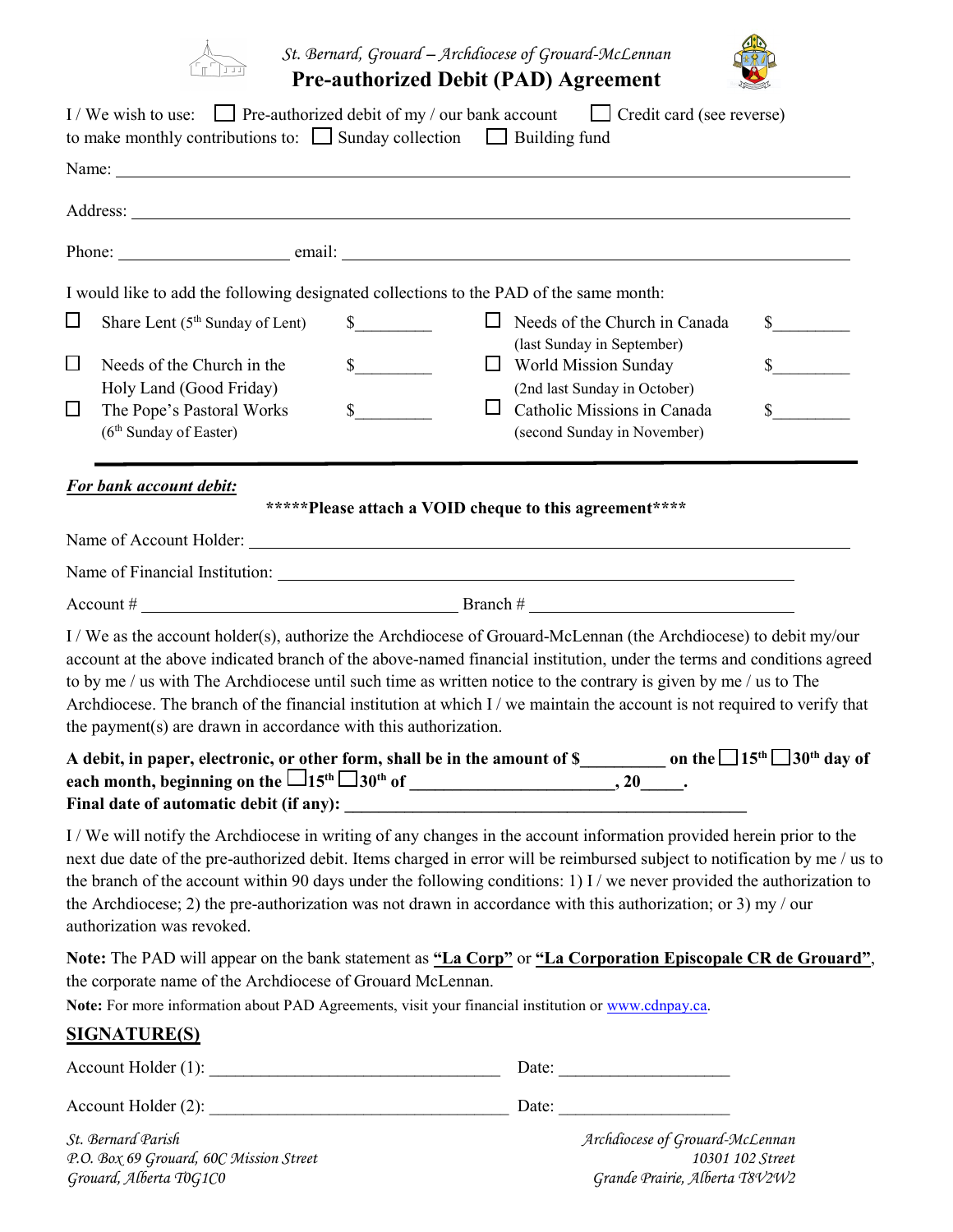*St. Bernard, Grouard – Archdiocese of Grouard-McLennan*

# Pre-authorized Debit (PAD) Agreement

I / We wish to use: ☐ Pre-authorized debit of my / our bank account ☐ Credit card (see reverse)
to make monthly contributions to: ☐ Sunday collection ☐ Building fund

Name: ______________________________________________________________

Address: ______________________________________________________________

Phone: ____________________ email: ______________________________________________

I would like to add the following designated collections to the PAD of the same month:

| | | | | | |
|---|---|---|---|---|---|
| ☐ | Share Lent (5th Sunday of Lent) | $_________ | ☐ | Needs of the Church in Canada (last Sunday in September) | $_________ |
| ☐ | Needs of the Church in the Holy Land (Good Friday) | $_________ | ☐ | World Mission Sunday (2nd last Sunday in October) | $_________ |
| ☐ | The Pope's Pastoral Works (6th Sunday of Easter) | $_________ | ☐ | Catholic Missions in Canada (second Sunday in November) | $_________ |

***For bank account debit:***

**\*\*\*\*\*Please attach a VOID cheque to this agreement\*\*\*\***

Name of Account Holder: ______________________________________________

Name of Financial Institution: ______________________________________________

Account # ____________________________ Branch # ____________________________

I / We as the account holder(s), authorize the Archdiocese of Grouard-McLennan (the Archdiocese) to debit my/our account at the above indicated branch of the above-named financial institution, under the terms and conditions agreed to by me / us with The Archdiocese until such time as written notice to the contrary is given by me / us to The Archdiocese. The branch of the financial institution at which I / we maintain the account is not required to verify that the payment(s) are drawn in accordance with this authorization.

**A debit, in paper, electronic, or other form, shall be in the amount of $__________ on the ☐15th ☐30th day of each month, beginning on the ☐15th ☐30th of _______________________, 20_____.**
**Final date of automatic debit (if any): ______________________________________________**

I / We will notify the Archdiocese in writing of any changes in the account information provided herein prior to the next due date of the pre-authorized debit. Items charged in error will be reimbursed subject to notification by me / us to the branch of the account within 90 days under the following conditions: 1) I / we never provided the authorization to the Archdiocese; 2) the pre-authorization was not drawn in accordance with this authorization; or 3) my / our authorization was revoked.

**Note:** The PAD will appear on the bank statement as **"La Corp"** or **"La Corporation Episcopale CR de Grouard"**, the corporate name of the Archdiocese of Grouard McLennan.

**Note:** For more information about PAD Agreements, visit your financial institution or www.cdnpay.ca.

## SIGNATURE(S)

Account Holder (1): ________________________________ Date: ____________________

Account Holder (2): ________________________________ Date: ____________________

*St. Bernard Parish*
*P.O. Box 69 Grouard, 60C Mission Street*
*Grouard, Alberta T0G1C0*

*Archdiocese of Grouard-McLennan*
*10301 102 Street*
*Grande Prairie, Alberta T8V2W2*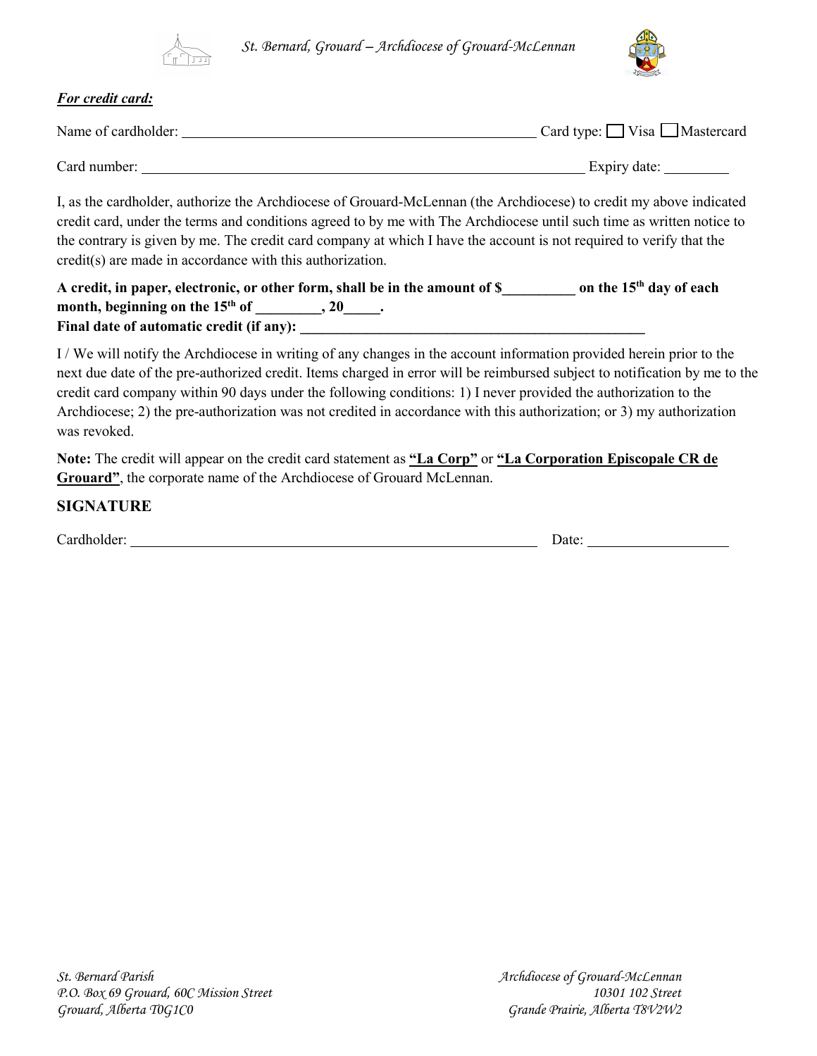***For credit card:***

Name of cardholder: ______________________________ Card type: ☐ Visa ☐ Mastercard

Card number: ______________________________ Expiry date: __________

I, as the cardholder, authorize the Archdiocese of Grouard-McLennan (the Archdiocese) to credit my above indicated credit card, under the terms and conditions agreed to by me with The Archdiocese until such time as written notice to the contrary is given by me. The credit card company at which I have the account is not required to verify that the credit(s) are made in accordance with this authorization.

**A credit, in paper, electronic, or other form, shall be in the amount of $__________ on the 15th day of each month, beginning on the 15th of _________, 20_____.**
**Final date of automatic credit (if any): __________________________________________________**

I / We will notify the Archdiocese in writing of any changes in the account information provided herein prior to the next due date of the pre-authorized credit. Items charged in error will be reimbursed subject to notification by me to the credit card company within 90 days under the following conditions: 1) I never provided the authorization to the Archdiocese; 2) the pre-authorization was not credited in accordance with this authorization; or 3) my authorization was revoked.

**Note:** The credit will appear on the credit card statement as **"La Corp"** or **"La Corporation Episcopale CR de Grouard"**, the corporate name of the Archdiocese of Grouard McLennan.

**SIGNATURE**

Cardholder: ______________________________ Date: ____________________

*St. Bernard Parish*
*P.O. Box 69 Grouard, 60C Mission Street*
*Grouard, Alberta T0G1C0*

*Archdiocese of Grouard-McLennan*
*10301 102 Street*
*Grande Prairie, Alberta T8V2W2*